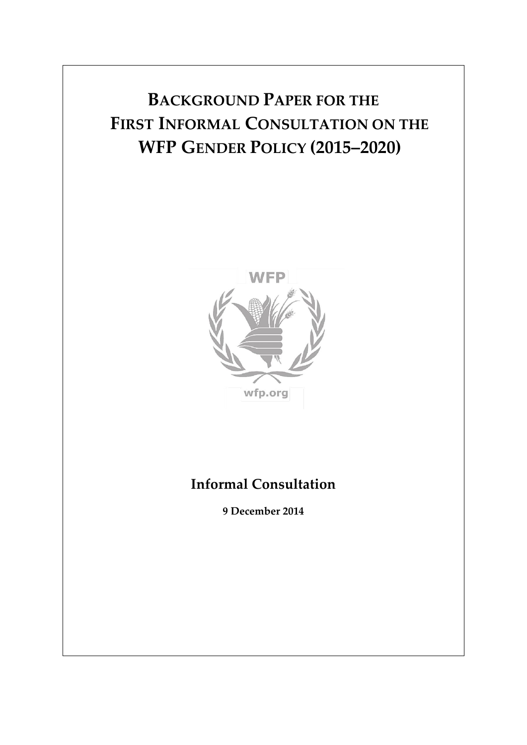# BACKGROUND PAPER FOR THE FIRST INFORMAL CONSULTATION ON THE WFP GENDER POLICY (2015–2020)

## Informal Consultation

**9 December 2014**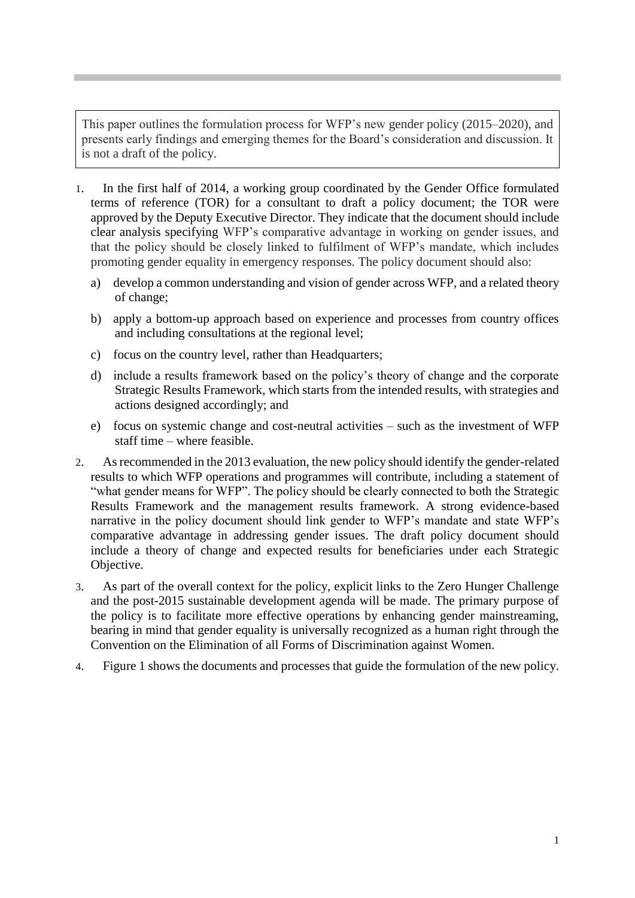This paper outlines the formulation process for WFP's new gender policy (2015–2020), and presents early findings and emerging themes for the Board's consideration and discussion. It is not a draft of the policy.

1. In the first half of 2014, a working group coordinated by the Gender Office formulated terms of reference (TOR) for a consultant to draft a policy document; the TOR were approved by the Deputy Executive Director. They indicate that the document should include clear analysis specifying WFP's comparative advantage in working on gender issues, and that the policy should be closely linked to fulfilment of WFP's mandate, which includes promoting gender equality in emergency responses. The policy document should also:

   a) develop a common understanding and vision of gender across WFP, and a related theory of change;

   b) apply a bottom-up approach based on experience and processes from country offices and including consultations at the regional level;

   c) focus on the country level, rather than Headquarters;

   d) include a results framework based on the policy's theory of change and the corporate Strategic Results Framework, which starts from the intended results, with strategies and actions designed accordingly; and

   e) focus on systemic change and cost-neutral activities – such as the investment of WFP staff time – where feasible.

2. As recommended in the 2013 evaluation, the new policy should identify the gender-related results to which WFP operations and programmes will contribute, including a statement of "what gender means for WFP". The policy should be clearly connected to both the Strategic Results Framework and the management results framework. A strong evidence-based narrative in the policy document should link gender to WFP's mandate and state WFP's comparative advantage in addressing gender issues. The draft policy document should include a theory of change and expected results for beneficiaries under each Strategic Objective.

3. As part of the overall context for the policy, explicit links to the Zero Hunger Challenge and the post-2015 sustainable development agenda will be made. The primary purpose of the policy is to facilitate more effective operations by enhancing gender mainstreaming, bearing in mind that gender equality is universally recognized as a human right through the Convention on the Elimination of all Forms of Discrimination against Women.

4. Figure 1 shows the documents and processes that guide the formulation of the new policy.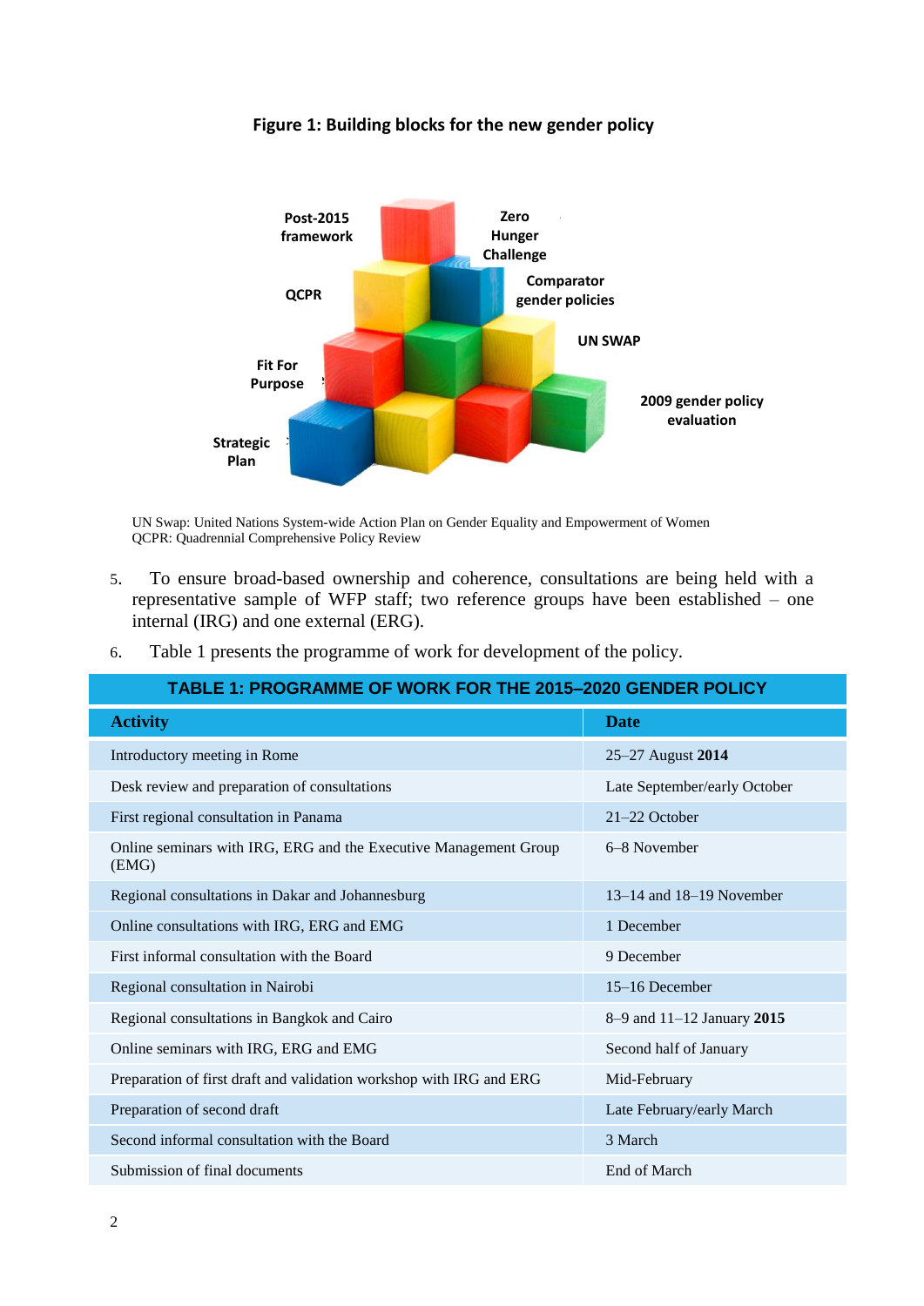**Figure 1: Building blocks for the new gender policy**

UN Swap: United Nations System-wide Action Plan on Gender Equality and Empowerment of Women
QCPR: Quadrennial Comprehensive Policy Review

5. To ensure broad-based ownership and coherence, consultations are being held with a representative sample of WFP staff; two reference groups have been established – one internal (IRG) and one external (ERG).

6. Table 1 presents the programme of work for development of the policy.

| TABLE 1: PROGRAMME OF WORK FOR THE 2015–2020 GENDER POLICY | |
|---|---|
| **Activity** | **Date** |
| Introductory meeting in Rome | 25–27 August **2014** |
| Desk review and preparation of consultations | Late September/early October |
| First regional consultation in Panama | 21–22 October |
| Online seminars with IRG, ERG and the Executive Management Group (EMG) | 6–8 November |
| Regional consultations in Dakar and Johannesburg | 13–14 and 18–19 November |
| Online consultations with IRG, ERG and EMG | 1 December |
| First informal consultation with the Board | 9 December |
| Regional consultation in Nairobi | 15–16 December |
| Regional consultations in Bangkok and Cairo | 8–9 and 11–12 January **2015** |
| Online seminars with IRG, ERG and EMG | Second half of January |
| Preparation of first draft and validation workshop with IRG and ERG | Mid-February |
| Preparation of second draft | Late February/early March |
| Second informal consultation with the Board | 3 March |
| Submission of final documents | End of March |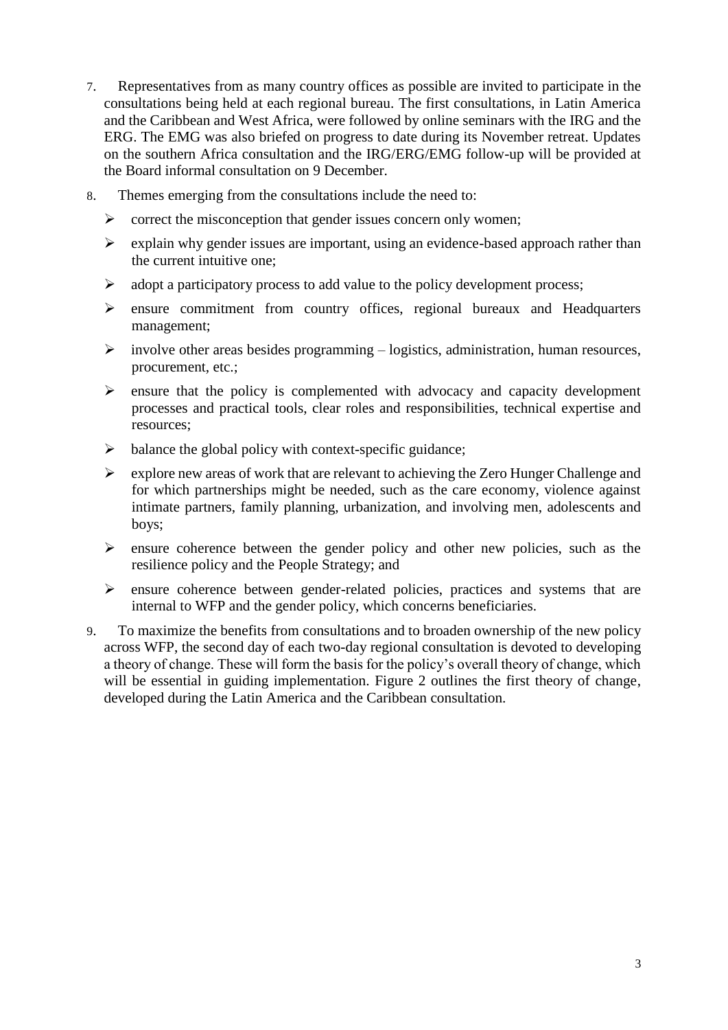7. Representatives from as many country offices as possible are invited to participate in the consultations being held at each regional bureau. The first consultations, in Latin America and the Caribbean and West Africa, were followed by online seminars with the IRG and the ERG. The EMG was also briefed on progress to date during its November retreat. Updates on the southern Africa consultation and the IRG/ERG/EMG follow-up will be provided at the Board informal consultation on 9 December.

8. Themes emerging from the consultations include the need to:

   - correct the misconception that gender issues concern only women;
   - explain why gender issues are important, using an evidence-based approach rather than the current intuitive one;
   - adopt a participatory process to add value to the policy development process;
   - ensure commitment from country offices, regional bureaux and Headquarters management;
   - involve other areas besides programming – logistics, administration, human resources, procurement, etc.;
   - ensure that the policy is complemented with advocacy and capacity development processes and practical tools, clear roles and responsibilities, technical expertise and resources;
   - balance the global policy with context-specific guidance;
   - explore new areas of work that are relevant to achieving the Zero Hunger Challenge and for which partnerships might be needed, such as the care economy, violence against intimate partners, family planning, urbanization, and involving men, adolescents and boys;
   - ensure coherence between the gender policy and other new policies, such as the resilience policy and the People Strategy; and
   - ensure coherence between gender-related policies, practices and systems that are internal to WFP and the gender policy, which concerns beneficiaries.

9. To maximize the benefits from consultations and to broaden ownership of the new policy across WFP, the second day of each two-day regional consultation is devoted to developing a theory of change. These will form the basis for the policy's overall theory of change, which will be essential in guiding implementation. Figure 2 outlines the first theory of change, developed during the Latin America and the Caribbean consultation.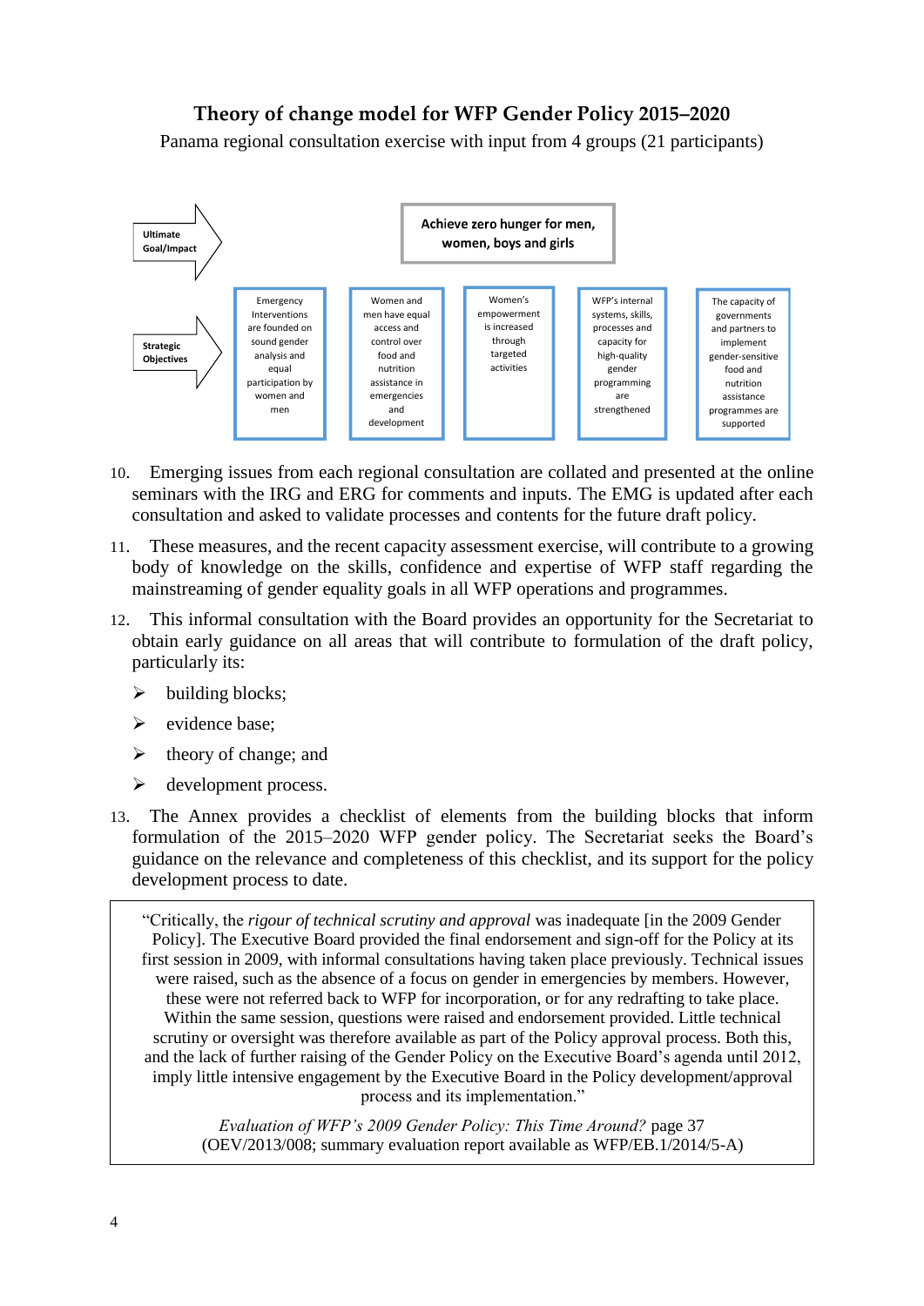## Theory of change model for WFP Gender Policy 2015–2020

Panama regional consultation exercise with input from 4 groups (21 participants)

**Ultimate Goal/Impact:** Achieve zero hunger for men, women, boys and girls

**Strategic Objectives:**

| Emergency Interventions are founded on sound gender analysis and equal participation by women and men | Women and men have equal access and control over food and nutrition assistance in emergencies and development | Women's empowerment is increased through targeted activities | WFP's internal systems, skills, processes and capacity for high-quality gender programming are strengthened | The capacity of governments and partners to implement gender-sensitive food and nutrition assistance programmes are supported |
|---|---|---|---|---|

10. Emerging issues from each regional consultation are collated and presented at the online seminars with the IRG and ERG for comments and inputs. The EMG is updated after each consultation and asked to validate processes and contents for the future draft policy.

11. These measures, and the recent capacity assessment exercise, will contribute to a growing body of knowledge on the skills, confidence and expertise of WFP staff regarding the mainstreaming of gender equality goals in all WFP operations and programmes.

12. This informal consultation with the Board provides an opportunity for the Secretariat to obtain early guidance on all areas that will contribute to formulation of the draft policy, particularly its:

- building blocks;
- evidence base;
- theory of change; and
- development process.

13. The Annex provides a checklist of elements from the building blocks that inform formulation of the 2015–2020 WFP gender policy. The Secretariat seeks the Board's guidance on the relevance and completeness of this checklist, and its support for the policy development process to date.

> "Critically, the *rigour of technical scrutiny and approval* was inadequate [in the 2009 Gender Policy]. The Executive Board provided the final endorsement and sign-off for the Policy at its first session in 2009, with informal consultations having taken place previously. Technical issues were raised, such as the absence of a focus on gender in emergencies by members. However, these were not referred back to WFP for incorporation, or for any redrafting to take place. Within the same session, questions were raised and endorsement provided. Little technical scrutiny or oversight was therefore available as part of the Policy approval process. Both this, and the lack of further raising of the Gender Policy on the Executive Board's agenda until 2012, imply little intensive engagement by the Executive Board in the Policy development/approval process and its implementation."
>
> *Evaluation of WFP's 2009 Gender Policy: This Time Around?* page 37 (OEV/2013/008; summary evaluation report available as WFP/EB.1/2014/5-A)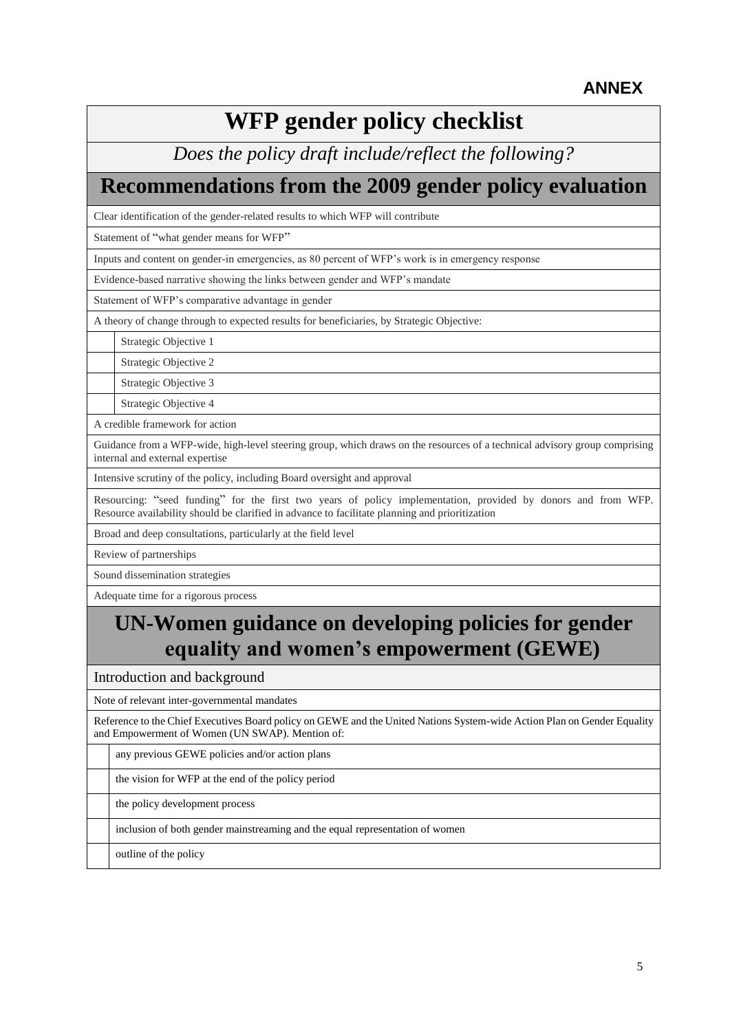**ANNEX**

# WFP gender policy checklist

*Does the policy draft include/reflect the following?*

## Recommendations from the 2009 gender policy evaluation

| | |
|---|---|
| Clear identification of the gender-related results to which WFP will contribute | |
| Statement of "what gender means for WFP" | |
| Inputs and content on gender-in emergencies, as 80 percent of WFP's work is in emergency response | |
| Evidence-based narrative showing the links between gender and WFP's mandate | |
| Statement of WFP's comparative advantage in gender | |
| A theory of change through to expected results for beneficiaries, by Strategic Objective: | |
| | Strategic Objective 1 |
| | Strategic Objective 2 |
| | Strategic Objective 3 |
| | Strategic Objective 4 |
| A credible framework for action | |
| Guidance from a WFP-wide, high-level steering group, which draws on the resources of a technical advisory group comprising internal and external expertise | |
| Intensive scrutiny of the policy, including Board oversight and approval | |
| Resourcing: "seed funding" for the first two years of policy implementation, provided by donors and from WFP. Resource availability should be clarified in advance to facilitate planning and prioritization | |
| Broad and deep consultations, particularly at the field level | |
| Review of partnerships | |
| Sound dissemination strategies | |
| Adequate time for a rigorous process | |

## UN-Women guidance on developing policies for gender equality and women's empowerment (GEWE)

| | |
|---|---|
| Introduction and background | |
| Note of relevant inter-governmental mandates | |
| Reference to the Chief Executives Board policy on GEWE and the United Nations System-wide Action Plan on Gender Equality and Empowerment of Women (UN SWAP). Mention of: | |
| | any previous GEWE policies and/or action plans |
| | the vision for WFP at the end of the policy period |
| | the policy development process |
| | inclusion of both gender mainstreaming and the equal representation of women |
| | outline of the policy |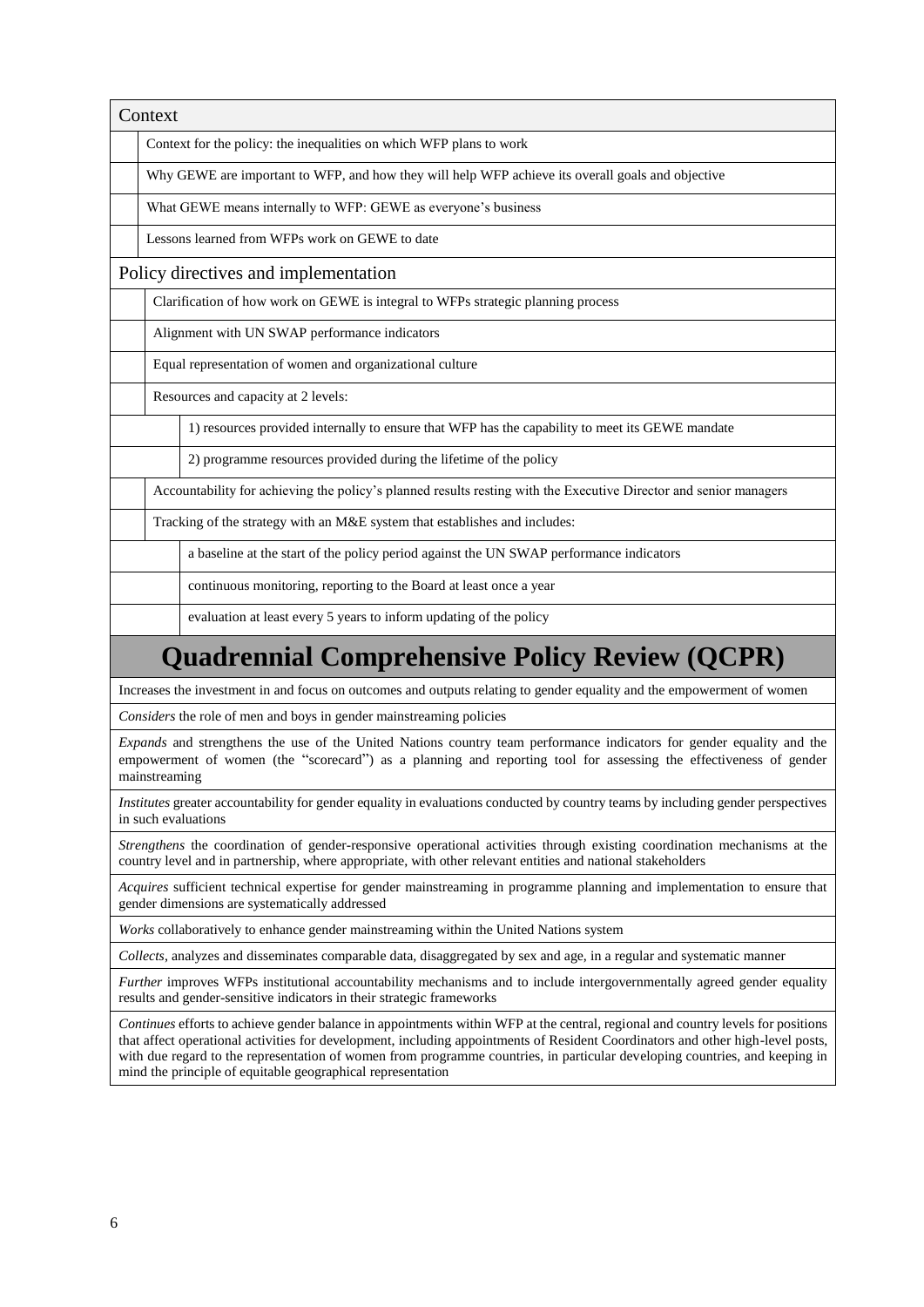| Context | | |
|---|---|---|
| | Context for the policy: the inequalities on which WFP plans to work | |
| | Why GEWE are important to WFP, and how they will help WFP achieve its overall goals and objective | |
| | What GEWE means internally to WFP: GEWE as everyone's business | |
| | Lessons learned from WFPs work on GEWE to date | |
| **Policy directives and implementation** | | |
| | Clarification of how work on GEWE is integral to WFPs strategic planning process | |
| | Alignment with UN SWAP performance indicators | |
| | Equal representation of women and organizational culture | |
| | Resources and capacity at 2 levels: | |
| | | 1) resources provided internally to ensure that WFP has the capability to meet its GEWE mandate |
| | | 2) programme resources provided during the lifetime of the policy |
| | Accountability for achieving the policy's planned results resting with the Executive Director and senior managers | |
| | Tracking of the strategy with an M&E system that establishes and includes: | |
| | | a baseline at the start of the policy period against the UN SWAP performance indicators |
| | | continuous monitoring, reporting to the Board at least once a year |
| | | evaluation at least every 5 years to inform updating of the policy |

# Quadrennial Comprehensive Policy Review (QCPR)

| |
|---|
| Increases the investment in and focus on outcomes and outputs relating to gender equality and the empowerment of women |
| *Considers* the role of men and boys in gender mainstreaming policies |
| *Expands* and strengthens the use of the United Nations country team performance indicators for gender equality and the empowerment of women (the "scorecard") as a planning and reporting tool for assessing the effectiveness of gender mainstreaming |
| *Institutes* greater accountability for gender equality in evaluations conducted by country teams by including gender perspectives in such evaluations |
| *Strengthens* the coordination of gender-responsive operational activities through existing coordination mechanisms at the country level and in partnership, where appropriate, with other relevant entities and national stakeholders |
| *Acquires* sufficient technical expertise for gender mainstreaming in programme planning and implementation to ensure that gender dimensions are systematically addressed |
| *Works* collaboratively to enhance gender mainstreaming within the United Nations system |
| *Collects*, analyzes and disseminates comparable data, disaggregated by sex and age, in a regular and systematic manner |
| *Further* improves WFPs institutional accountability mechanisms and to include intergovernmentally agreed gender equality results and gender-sensitive indicators in their strategic frameworks |
| *Continues* efforts to achieve gender balance in appointments within WFP at the central, regional and country levels for positions that affect operational activities for development, including appointments of Resident Coordinators and other high-level posts, with due regard to the representation of women from programme countries, in particular developing countries, and keeping in mind the principle of equitable geographical representation |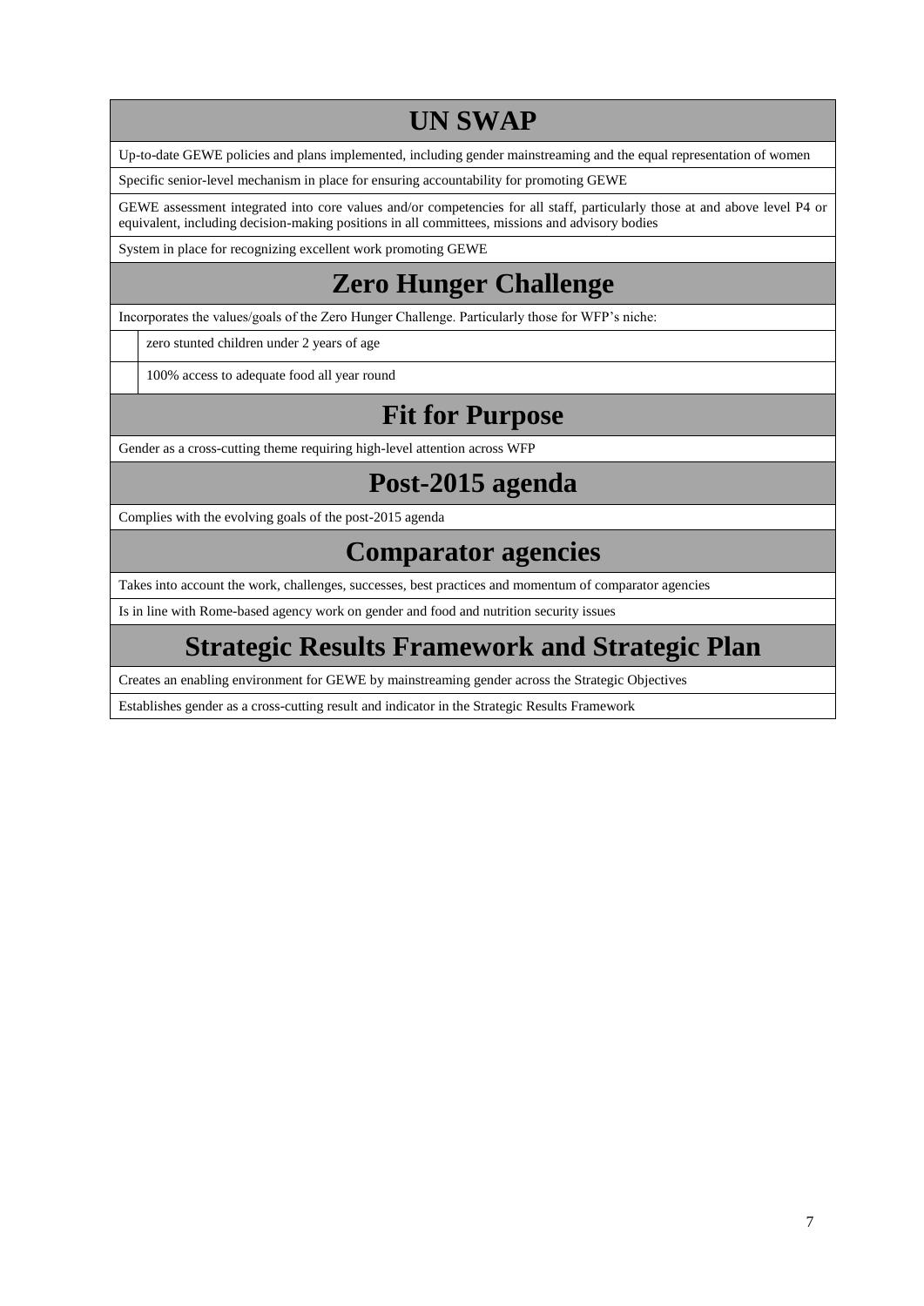| UN SWAP |
| --- |
| Up-to-date GEWE policies and plans implemented, including gender mainstreaming and the equal representation of women |
| Specific senior-level mechanism in place for ensuring accountability for promoting GEWE |
| GEWE assessment integrated into core values and/or competencies for all staff, particularly those at and above level P4 or equivalent, including decision-making positions in all committees, missions and advisory bodies |
| System in place for recognizing excellent work promoting GEWE |
| **Zero Hunger Challenge** |
| Incorporates the values/goals of the Zero Hunger Challenge. Particularly those for WFP's niche: |
| zero stunted children under 2 years of age |
| 100% access to adequate food all year round |
| **Fit for Purpose** |
| Gender as a cross-cutting theme requiring high-level attention across WFP |
| **Post-2015 agenda** |
| Complies with the evolving goals of the post-2015 agenda |
| **Comparator agencies** |
| Takes into account the work, challenges, successes, best practices and momentum of comparator agencies |
| Is in line with Rome-based agency work on gender and food and nutrition security issues |
| **Strategic Results Framework and Strategic Plan** |
| Creates an enabling environment for GEWE by mainstreaming gender across the Strategic Objectives |
| Establishes gender as a cross-cutting result and indicator in the Strategic Results Framework |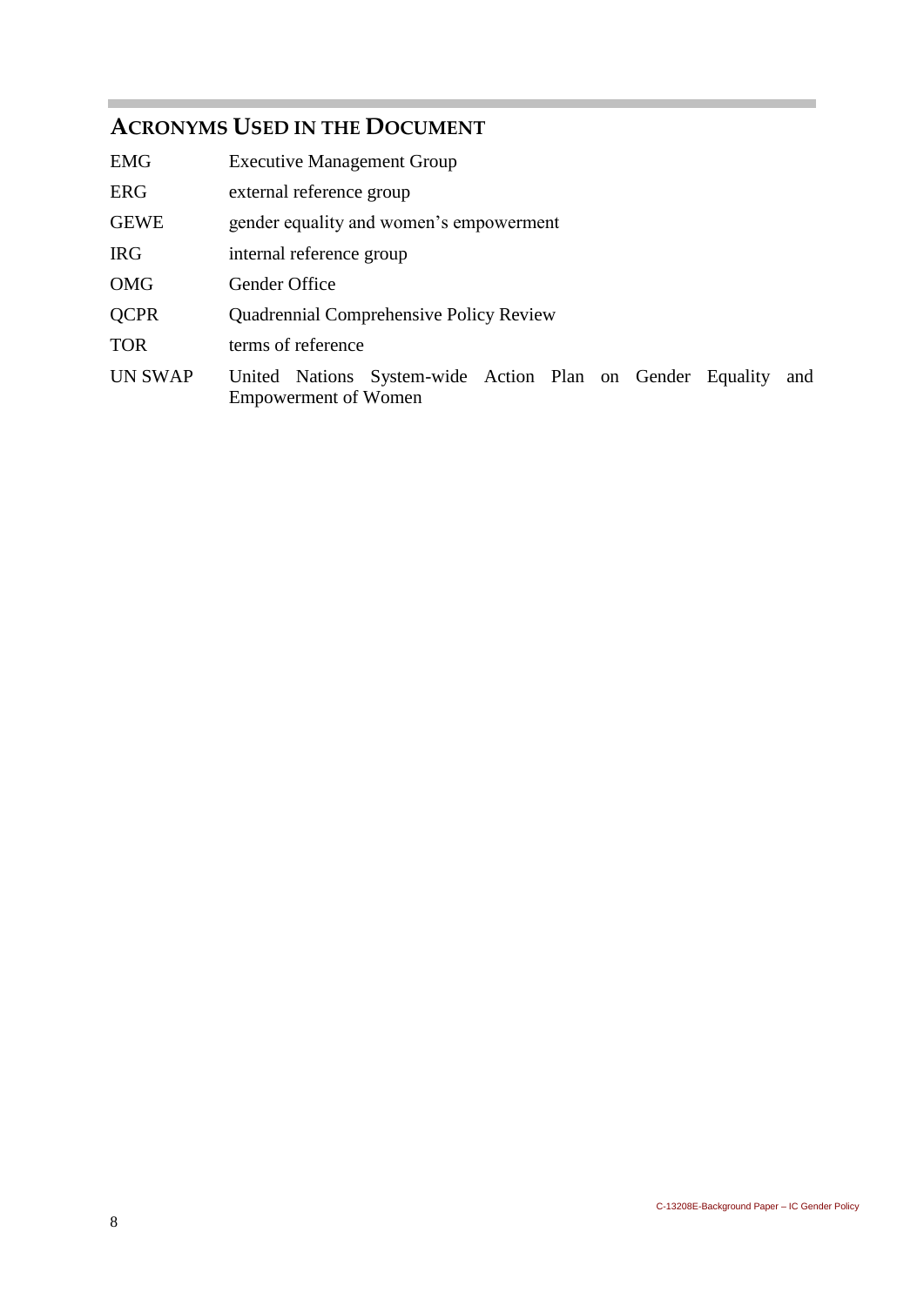## ACRONYMS USED IN THE DOCUMENT

| | |
|---|---|
| EMG | Executive Management Group |
| ERG | external reference group |
| GEWE | gender equality and women's empowerment |
| IRG | internal reference group |
| OMG | Gender Office |
| QCPR | Quadrennial Comprehensive Policy Review |
| TOR | terms of reference |
| UN SWAP | United Nations System-wide Action Plan on Gender Equality and Empowerment of Women |